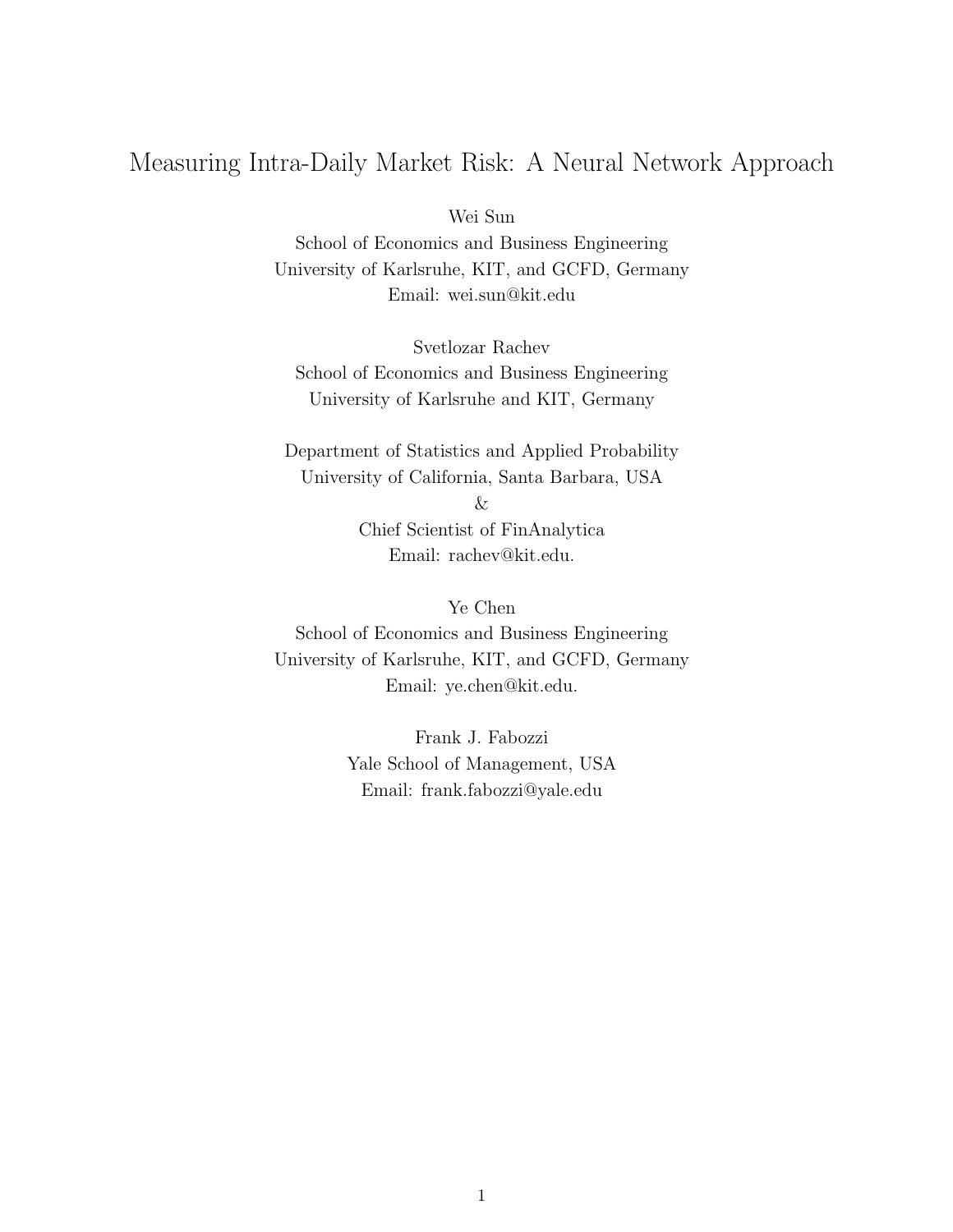# Measuring Intra-Daily Market Risk: A Neural Network Approach

Wei Sun
School of Economics and Business Engineering
University of Karlsruhe, KIT, and GCFD, Germany
Email: wei.sun@kit.edu

Svetlozar Rachev
School of Economics and Business Engineering
University of Karlsruhe and KIT, Germany

Department of Statistics and Applied Probability
University of California, Santa Barbara, USA
&
Chief Scientist of FinAnalytica
Email: rachev@kit.edu.

Ye Chen
School of Economics and Business Engineering
University of Karlsruhe, KIT, and GCFD, Germany
Email: ye.chen@kit.edu.

Frank J. Fabozzi
Yale School of Management, USA
Email: frank.fabozzi@yale.edu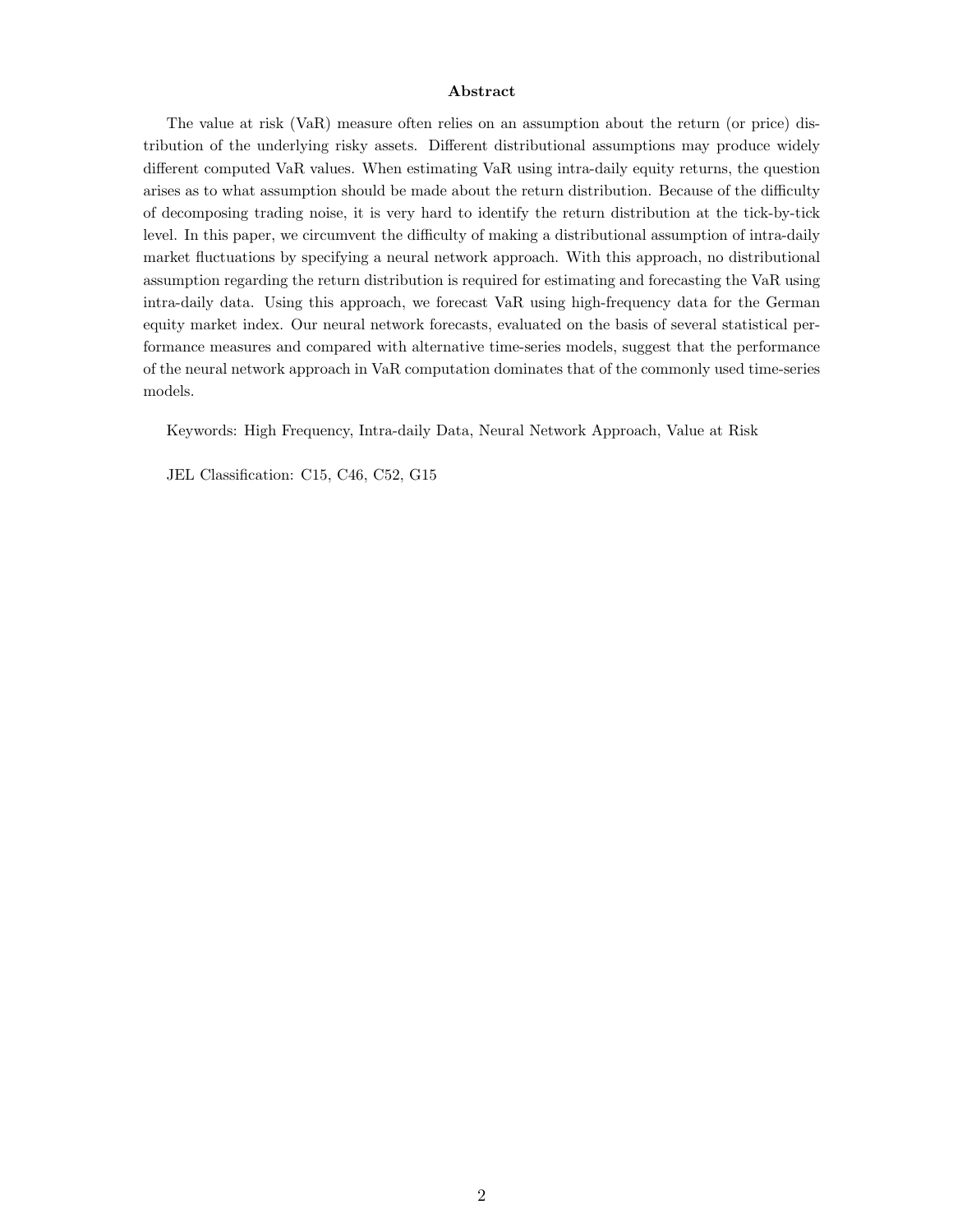## Abstract

The value at risk (VaR) measure often relies on an assumption about the return (or price) distribution of the underlying risky assets. Different distributional assumptions may produce widely different computed VaR values. When estimating VaR using intra-daily equity returns, the question arises as to what assumption should be made about the return distribution. Because of the difficulty of decomposing trading noise, it is very hard to identify the return distribution at the tick-by-tick level. In this paper, we circumvent the difficulty of making a distributional assumption of intra-daily market fluctuations by specifying a neural network approach. With this approach, no distributional assumption regarding the return distribution is required for estimating and forecasting the VaR using intra-daily data. Using this approach, we forecast VaR using high-frequency data for the German equity market index. Our neural network forecasts, evaluated on the basis of several statistical performance measures and compared with alternative time-series models, suggest that the performance of the neural network approach in VaR computation dominates that of the commonly used time-series models.

Keywords: High Frequency, Intra-daily Data, Neural Network Approach, Value at Risk

JEL Classification: C15, C46, C52, G15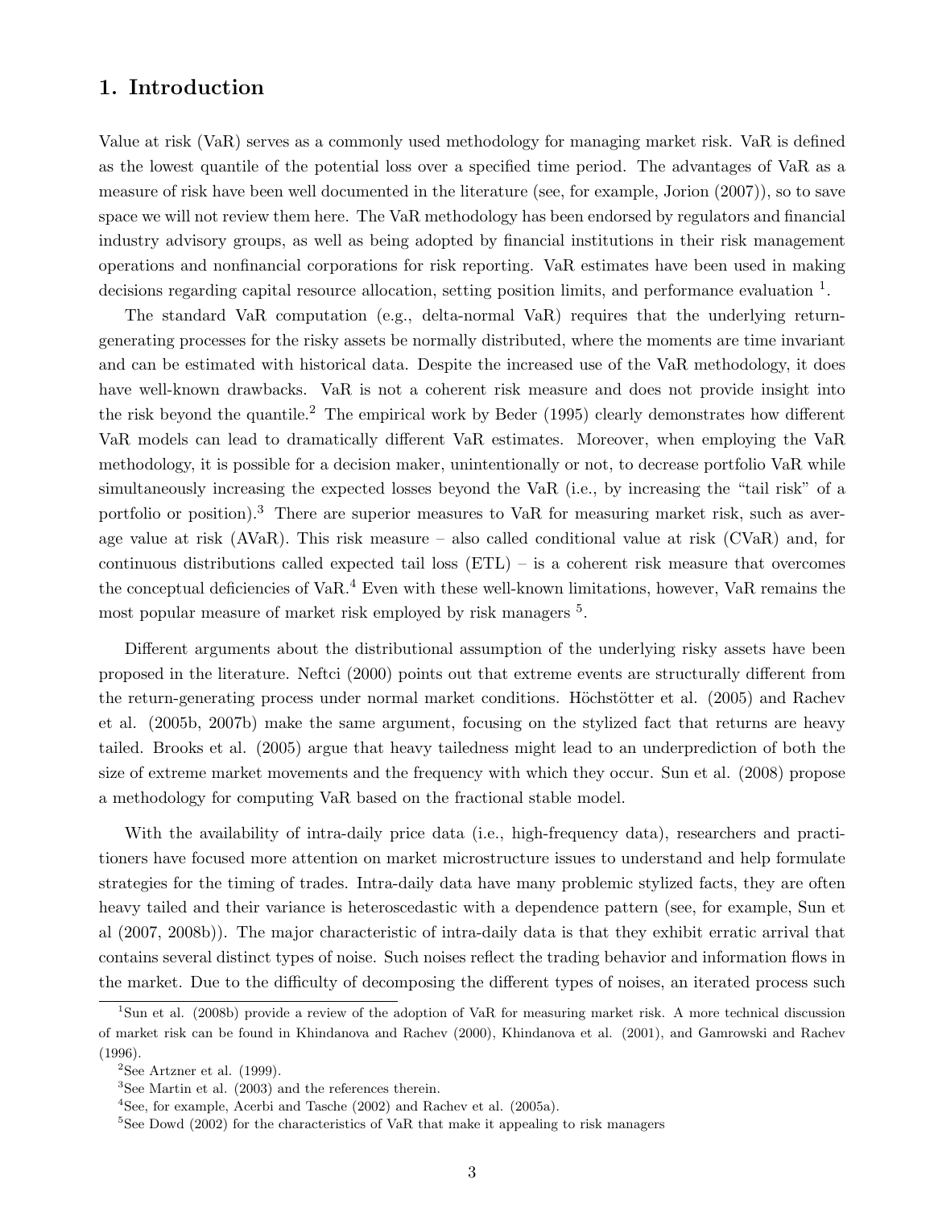## 1. Introduction

Value at risk (VaR) serves as a commonly used methodology for managing market risk. VaR is defined as the lowest quantile of the potential loss over a specified time period. The advantages of VaR as a measure of risk have been well documented in the literature (see, for example, Jorion (2007)), so to save space we will not review them here. The VaR methodology has been endorsed by regulators and financial industry advisory groups, as well as being adopted by financial institutions in their risk management operations and nonfinancial corporations for risk reporting. VaR estimates have been used in making decisions regarding capital resource allocation, setting position limits, and performance evaluation [1].

The standard VaR computation (e.g., delta-normal VaR) requires that the underlying return-generating processes for the risky assets be normally distributed, where the moments are time invariant and can be estimated with historical data. Despite the increased use of the VaR methodology, it does have well-known drawbacks. VaR is not a coherent risk measure and does not provide insight into the risk beyond the quantile.[2] The empirical work by Beder (1995) clearly demonstrates how different VaR models can lead to dramatically different VaR estimates. Moreover, when employing the VaR methodology, it is possible for a decision maker, unintentionally or not, to decrease portfolio VaR while simultaneously increasing the expected losses beyond the VaR (i.e., by increasing the "tail risk" of a portfolio or position).[3] There are superior measures to VaR for measuring market risk, such as average value at risk (AVaR). This risk measure – also called conditional value at risk (CVaR) and, for continuous distributions called expected tail loss (ETL) – is a coherent risk measure that overcomes the conceptual deficiencies of VaR.[4] Even with these well-known limitations, however, VaR remains the most popular measure of market risk employed by risk managers [5].

Different arguments about the distributional assumption of the underlying risky assets have been proposed in the literature. Neftci (2000) points out that extreme events are structurally different from the return-generating process under normal market conditions. Höchstötter et al. (2005) and Rachev et al. (2005b, 2007b) make the same argument, focusing on the stylized fact that returns are heavy tailed. Brooks et al. (2005) argue that heavy tailedness might lead to an underprediction of both the size of extreme market movements and the frequency with which they occur. Sun et al. (2008) propose a methodology for computing VaR based on the fractional stable model.

With the availability of intra-daily price data (i.e., high-frequency data), researchers and practitioners have focused more attention on market microstructure issues to understand and help formulate strategies for the timing of trades. Intra-daily data have many problemic stylized facts, they are often heavy tailed and their variance is heteroscedastic with a dependence pattern (see, for example, Sun et al (2007, 2008b)). The major characteristic of intra-daily data is that they exhibit erratic arrival that contains several distinct types of noise. Such noises reflect the trading behavior and information flows in the market. Due to the difficulty of decomposing the different types of noises, an iterated process such

---

[1] Sun et al. (2008b) provide a review of the adoption of VaR for measuring market risk. A more technical discussion of market risk can be found in Khindanova and Rachev (2000), Khindanova et al. (2001), and Gamrowski and Rachev (1996).

[2] See Artzner et al. (1999).

[3] See Martin et al. (2003) and the references therein.

[4] See, for example, Acerbi and Tasche (2002) and Rachev et al. (2005a).

[5] See Dowd (2002) for the characteristics of VaR that make it appealing to risk managers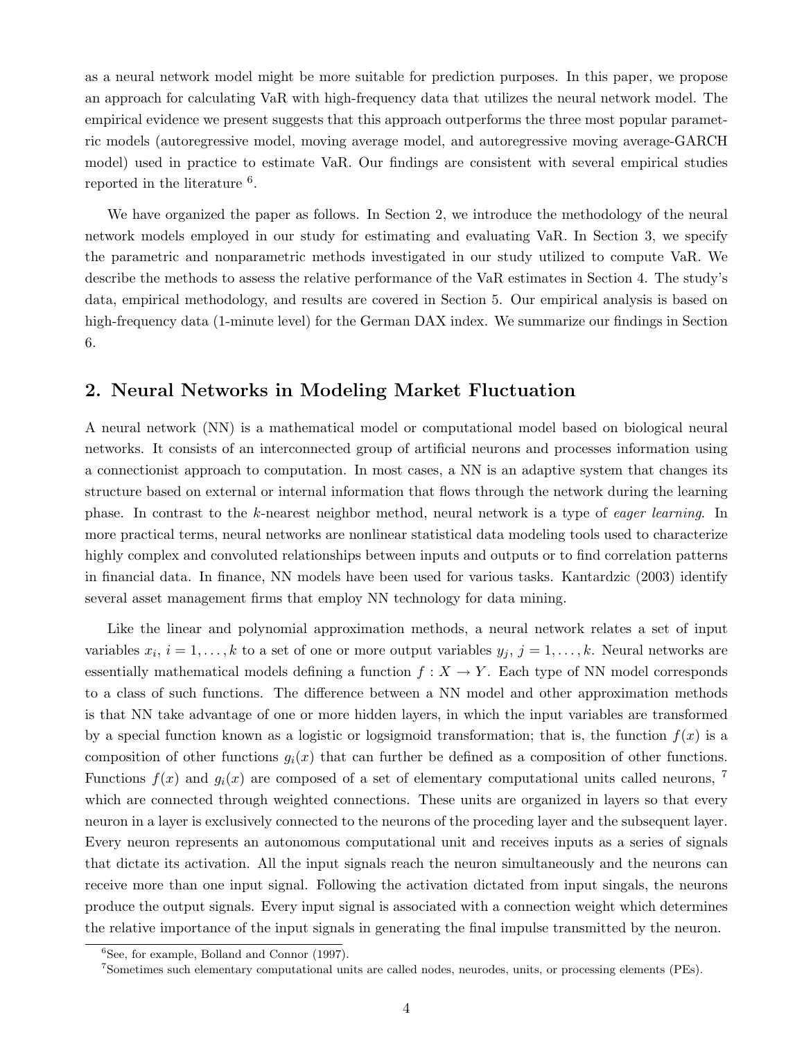as a neural network model might be more suitable for prediction purposes. In this paper, we propose an approach for calculating VaR with high-frequency data that utilizes the neural network model. The empirical evidence we present suggests that this approach outperforms the three most popular parametric models (autoregressive model, moving average model, and autoregressive moving average-GARCH model) used in practice to estimate VaR. Our findings are consistent with several empirical studies reported in the literature [6].

We have organized the paper as follows. In Section 2, we introduce the methodology of the neural network models employed in our study for estimating and evaluating VaR. In Section 3, we specify the parametric and nonparametric methods investigated in our study utilized to compute VaR. We describe the methods to assess the relative performance of the VaR estimates in Section 4. The study's data, empirical methodology, and results are covered in Section 5. Our empirical analysis is based on high-frequency data (1-minute level) for the German DAX index. We summarize our findings in Section 6.

## 2. Neural Networks in Modeling Market Fluctuation

A neural network (NN) is a mathematical model or computational model based on biological neural networks. It consists of an interconnected group of artificial neurons and processes information using a connectionist approach to computation. In most cases, a NN is an adaptive system that changes its structure based on external or internal information that flows through the network during the learning phase. In contrast to the $k$-nearest neighbor method, neural network is a type of *eager learning*. In more practical terms, neural networks are nonlinear statistical data modeling tools used to characterize highly complex and convoluted relationships between inputs and outputs or to find correlation patterns in financial data. In finance, NN models have been used for various tasks. Kantardzic (2003) identify several asset management firms that employ NN technology for data mining.

Like the linear and polynomial approximation methods, a neural network relates a set of input variables $x_i$, $i = 1, \ldots, k$ to a set of one or more output variables $y_j$, $j = 1, \ldots, k$. Neural networks are essentially mathematical models defining a function $f : X \to Y$. Each type of NN model corresponds to a class of such functions. The difference between a NN model and other approximation methods is that NN take advantage of one or more hidden layers, in which the input variables are transformed by a special function known as a logistic or logsigmoid transformation; that is, the function $f(x)$ is a composition of other functions $g_i(x)$ that can further be defined as a composition of other functions. Functions $f(x)$ and $g_i(x)$ are composed of a set of elementary computational units called neurons, [7] which are connected through weighted connections. These units are organized in layers so that every neuron in a layer is exclusively connected to the neurons of the proceding layer and the subsequent layer. Every neuron represents an autonomous computational unit and receives inputs as a series of signals that dictate its activation. All the input signals reach the neuron simultaneously and the neurons can receive more than one input signal. Following the activation dictated from input singals, the neurons produce the output signals. Every input signal is associated with a connection weight which determines the relative importance of the input signals in generating the final impulse transmitted by the neuron.

[6] See, for example, Bolland and Connor (1997).

[7] Sometimes such elementary computational units are called nodes, neurodes, units, or processing elements (PEs).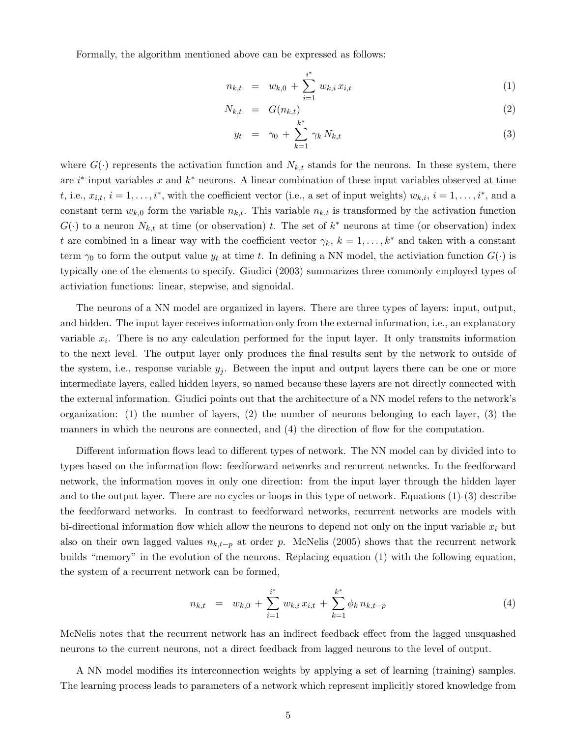Formally, the algorithm mentioned above can be expressed as follows:

$$n_{k,t} = w_{k,0} + \sum_{i=1}^{i^*} w_{k,i}\, x_{i,t} \tag{1}$$

$$N_{k,t} = G(n_{k,t}) \tag{2}$$

$$y_t = \gamma_0 + \sum_{k=1}^{k^*} \gamma_k\, N_{k,t} \tag{3}$$

where $G(\cdot)$ represents the activation function and $N_{k,t}$ stands for the neurons. In these system, there are $i^*$ input variables $x$ and $k^*$ neurons. A linear combination of these input variables observed at time $t$, i.e., $x_{i,t}$, $i = 1, \ldots, i^*$, with the coefficient vector (i.e., a set of input weights) $w_{k,i}$, $i = 1, \ldots, i^*$, and a constant term $w_{k,0}$ form the variable $n_{k,t}$. This variable $n_{k,t}$ is transformed by the activation function $G(\cdot)$ to a neuron $N_{k,t}$ at time (or observation) $t$. The set of $k^*$ neurons at time (or observation) index $t$ are combined in a linear way with the coefficient vector $\gamma_k$, $k = 1, \ldots, k^*$ and taken with a constant term $\gamma_0$ to form the output value $y_t$ at time $t$. In defining a NN model, the activiation function $G(\cdot)$ is typically one of the elements to specify. Giudici (2003) summarizes three commonly employed types of activiation functions: linear, stepwise, and signoidal.

The neurons of a NN model are organized in layers. There are three types of layers: input, output, and hidden. The input layer receives information only from the external information, i.e., an explanatory variable $x_i$. There is no any calculation performed for the input layer. It only transmits information to the next level. The output layer only produces the final results sent by the network to outside of the system, i.e., response variable $y_j$. Between the input and output layers there can be one or more intermediate layers, called hidden layers, so named because these layers are not directly connected with the external information. Giudici points out that the architecture of a NN model refers to the network's organization: (1) the number of layers, (2) the number of neurons belonging to each layer, (3) the manners in which the neurons are connected, and (4) the direction of flow for the computation.

Different information flows lead to different types of network. The NN model can by divided into to types based on the information flow: feedforward networks and recurrent networks. In the feedforward network, the information moves in only one direction: from the input layer through the hidden layer and to the output layer. There are no cycles or loops in this type of network. Equations (1)-(3) describe the feedforward networks. In contrast to feedforward networks, recurrent networks are models with bi-directional information flow which allow the neurons to depend not only on the input variable $x_i$ but also on their own lagged values $n_{k,t-p}$ at order $p$. McNelis (2005) shows that the recurrent network builds "memory" in the evolution of the neurons. Replacing equation (1) with the following equation, the system of a recurrent network can be formed,

$$n_{k,t} = w_{k,0} + \sum_{i=1}^{i^*} w_{k,i}\, x_{i,t} + \sum_{k=1}^{k^*} \phi_k\, n_{k,t-p} \tag{4}$$

McNelis notes that the recurrent network has an indirect feedback effect from the lagged unsquashed neurons to the current neurons, not a direct feedback from lagged neurons to the level of output.

A NN model modifies its interconnection weights by applying a set of learning (training) samples. The learning process leads to parameters of a network which represent implicitly stored knowledge from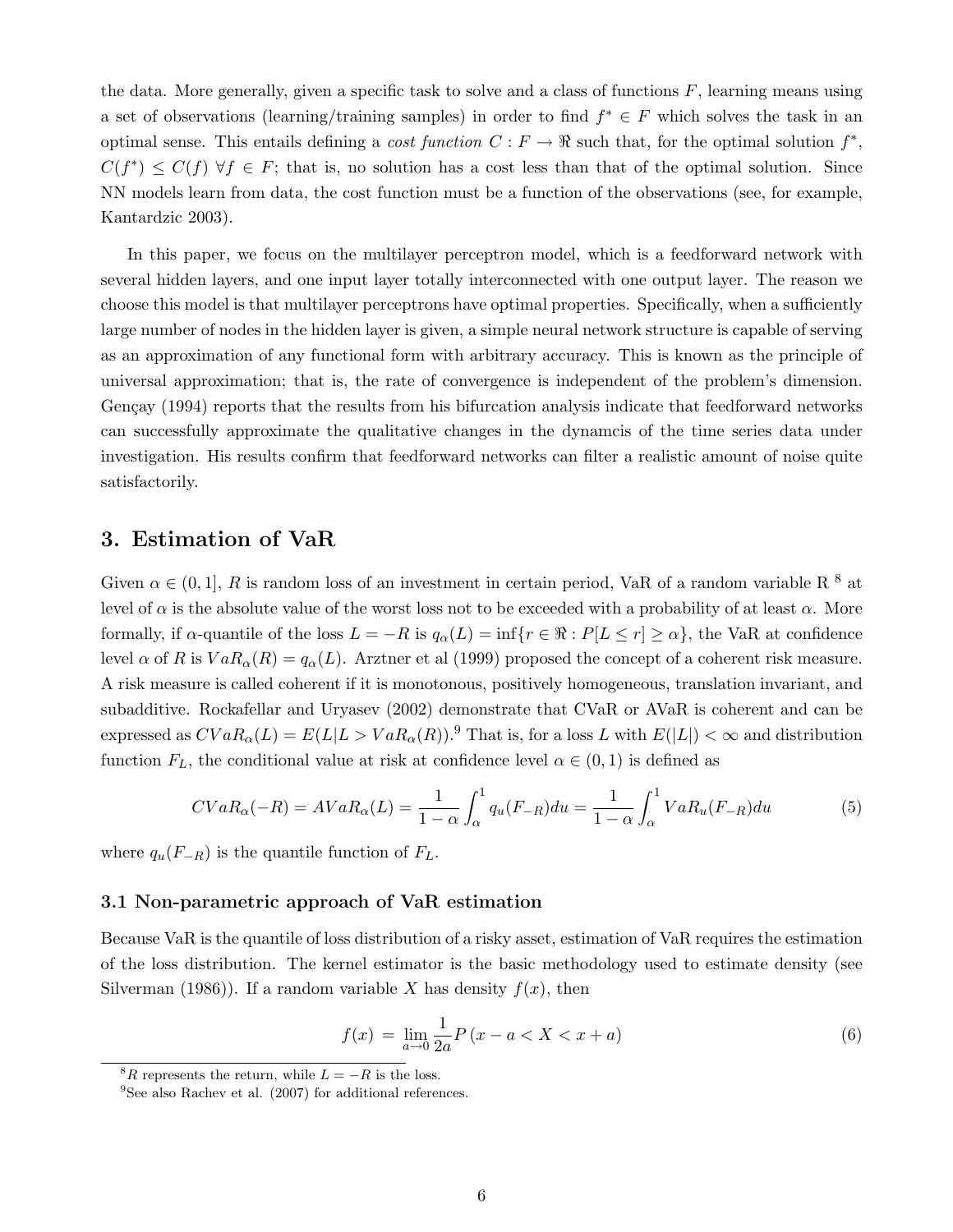the data. More generally, given a specific task to solve and a class of functions $F$, learning means using a set of observations (learning/training samples) in order to find $f^* \in F$ which solves the task in an optimal sense. This entails defining a *cost function* $C : F \to \Re$ such that, for the optimal solution $f^*$, $C(f^*) \leq C(f)\ \forall f \in F$; that is, no solution has a cost less than that of the optimal solution. Since NN models learn from data, the cost function must be a function of the observations (see, for example, Kantardzic 2003).

In this paper, we focus on the multilayer perceptron model, which is a feedforward network with several hidden layers, and one input layer totally interconnected with one output layer. The reason we choose this model is that multilayer perceptrons have optimal properties. Specifically, when a sufficiently large number of nodes in the hidden layer is given, a simple neural network structure is capable of serving as an approximation of any functional form with arbitrary accuracy. This is known as the principle of universal approximation; that is, the rate of convergence is independent of the problem's dimension. Gençay (1994) reports that the results from his bifurcation analysis indicate that feedforward networks can successfully approximate the qualitative changes in the dynamcis of the time series data under investigation. His results confirm that feedforward networks can filter a realistic amount of noise quite satisfactorily.

## 3. Estimation of VaR

Given $\alpha \in (0, 1]$, $R$ is random loss of an investment in certain period, VaR of a random variable R [8] at level of $\alpha$ is the absolute value of the worst loss not to be exceeded with a probability of at least $\alpha$. More formally, if $\alpha$-quantile of the loss $L = -R$ is $q_\alpha(L) = \inf\{r \in \Re : P[L \leq r] \geq \alpha\}$, the VaR at confidence level $\alpha$ of $R$ is $VaR_\alpha(R) = q_\alpha(L)$. Arztner et al (1999) proposed the concept of a coherent risk measure. A risk measure is called coherent if it is monotonous, positively homogeneous, translation invariant, and subadditive. Rockafellar and Uryasev (2002) demonstrate that CVaR or AVaR is coherent and can be expressed as $CVaR_\alpha(L) = E(L|L > VaR_\alpha(R))$.[9] That is, for a loss $L$ with $E(|L|) < \infty$ and distribution function $F_L$, the conditional value at risk at confidence level $\alpha \in (0, 1)$ is defined as

$$CVaR_\alpha(-R) = AVaR_\alpha(L) = \frac{1}{1-\alpha}\int_\alpha^1 q_u(F_{-R})du = \frac{1}{1-\alpha}\int_\alpha^1 VaR_u(F_{-R})du \tag{5}$$

where $q_u(F_{-R})$ is the quantile function of $F_L$.

### 3.1 Non-parametric approach of VaR estimation

Because VaR is the quantile of loss distribution of a risky asset, estimation of VaR requires the estimation of the loss distribution. The kernel estimator is the basic methodology used to estimate density (see Silverman (1986)). If a random variable $X$ has density $f(x)$, then

$$f(x) = \lim_{a \to 0} \frac{1}{2a} P\left(x - a < X < x + a\right) \tag{6}$$

[8] $R$ represents the return, while $L = -R$ is the loss.

[9] See also Rachev et al. (2007) for additional references.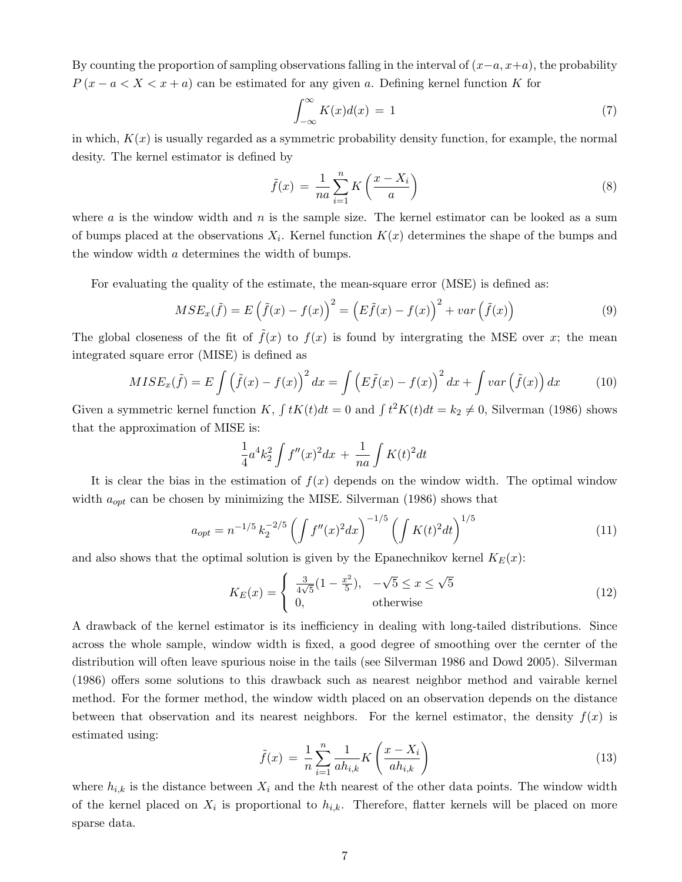By counting the proportion of sampling observations falling in the interval of $(x-a, x+a)$, the probability $P(x-a < X < x+a)$ can be estimated for any given $a$. Defining kernel function $K$ for

$$\int_{-\infty}^{\infty} K(x)d(x) \;=\; 1 \tag{7}$$

in which, $K(x)$ is usually regarded as a symmetric probability density function, for example, the normal desity. The kernel estimator is defined by

$$\tilde{f}(x) \;=\; \frac{1}{na}\sum_{i=1}^{n} K\left(\frac{x-X_i}{a}\right) \tag{8}$$

where $a$ is the window width and $n$ is the sample size. The kernel estimator can be looked as a sum of bumps placed at the observations $X_i$. Kernel function $K(x)$ determines the shape of the bumps and the window width $a$ determines the width of bumps.

For evaluating the quality of the estimate, the mean-square error (MSE) is defined as:

$$MSE_x(\tilde{f}) = E\left(\tilde{f}(x) - f(x)\right)^2 = \left(E\tilde{f}(x) - f(x)\right)^2 + var\left(\tilde{f}(x)\right) \tag{9}$$

The global closeness of the fit of $\tilde{f}(x)$ to $f(x)$ is found by intergrating the MSE over $x$; the mean integrated square error (MISE) is defined as

$$MISE_x(\tilde{f}) = E\int\left(\tilde{f}(x) - f(x)\right)^2 dx = \int\left(E\tilde{f}(x) - f(x)\right)^2 dx + \int var\left(\tilde{f}(x)\right)dx \tag{10}$$

Given a symmetric kernel function $K$, $\int tK(t)dt = 0$ and $\int t^2K(t)dt = k_2 \neq 0$, Silverman (1986) shows that the approximation of MISE is:

$$\frac{1}{4}a^4k_2^2\int f''(x)^2dx \;+\; \frac{1}{na}\int K(t)^2dt$$

It is clear the bias in the estimation of $f(x)$ depends on the window width. The optimal window width $a_{opt}$ can be chosen by minimizing the MISE. Silverman (1986) shows that

$$a_{opt} = n^{-1/5}\,k_2^{-2/5}\left(\int f''(x)^2dx\right)^{-1/5}\left(\int K(t)^2dt\right)^{1/5} \tag{11}$$

and also shows that the optimal solution is given by the Epanechnikov kernel $K_E(x)$:

$$K_E(x) = \begin{cases} \frac{3}{4\sqrt{5}}(1-\frac{x^2}{5}), & -\sqrt{5} \leq x \leq \sqrt{5} \\ 0, & \text{otherwise} \end{cases} \tag{12}$$

A drawback of the kernel estimator is its inefficiency in dealing with long-tailed distributions. Since across the whole sample, window width is fixed, a good degree of smoothing over the cernter of the distribution will often leave spurious noise in the tails (see Silverman 1986 and Dowd 2005). Silverman (1986) offers some solutions to this drawback such as nearest neighbor method and vairable kernel method. For the former method, the window width placed on an observation depends on the distance between that observation and its nearest neighbors. For the kernel estimator, the density $f(x)$ is estimated using:

$$\tilde{f}(x) \;=\; \frac{1}{n}\sum_{i=1}^{n}\frac{1}{ah_{i,k}}K\left(\frac{x-X_i}{ah_{i,k}}\right) \tag{13}$$

where $h_{i,k}$ is the distance between $X_i$ and the $k$th nearest of the other data points. The window width of the kernel placed on $X_i$ is proportional to $h_{i,k}$. Therefore, flatter kernels will be placed on more sparse data.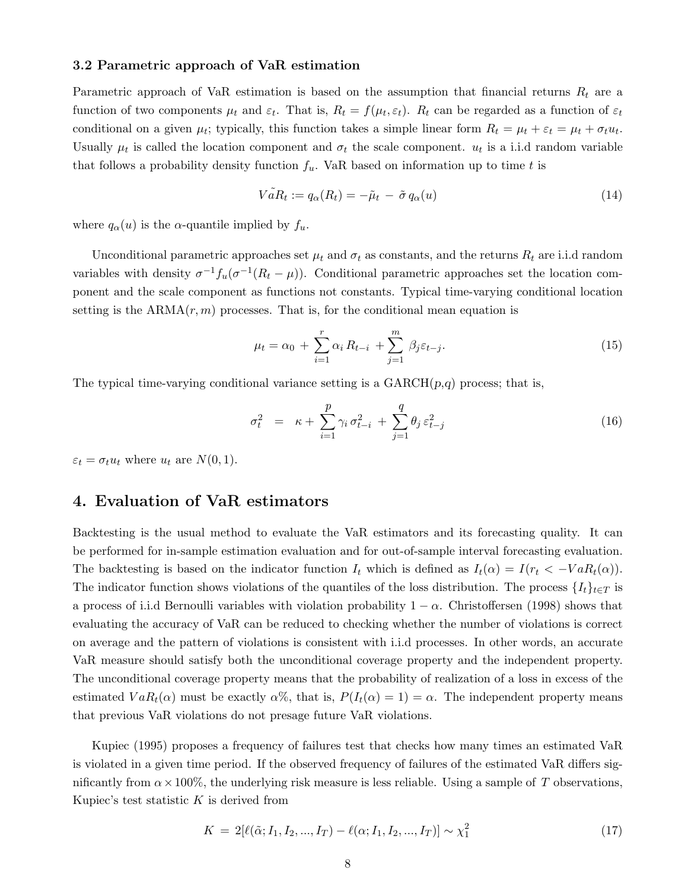### 3.2 Parametric approach of VaR estimation

Parametric approach of VaR estimation is based on the assumption that financial returns $R_t$ are a function of two components $\mu_t$ and $\varepsilon_t$. That is, $R_t = f(\mu_t, \varepsilon_t)$. $R_t$ can be regarded as a function of $\varepsilon_t$ conditional on a given $\mu_t$; typically, this function takes a simple linear form $R_t = \mu_t + \varepsilon_t = \mu_t + \sigma_t u_t$. Usually $\mu_t$ is called the location component and $\sigma_t$ the scale component. $u_t$ is a i.i.d random variable that follows a probability density function $f_u$. VaR based on information up to time $t$ is

$$\tilde{VaR_t} := q_\alpha(R_t) = -\tilde{\mu}_t \; - \; \tilde{\sigma} \, q_\alpha(u) \tag{14}$$

where $q_\alpha(u)$ is the $\alpha$-quantile implied by $f_u$.

Unconditional parametric approaches set $\mu_t$ and $\sigma_t$ as constants, and the returns $R_t$ are i.i.d random variables with density $\sigma^{-1} f_u(\sigma^{-1}(R_t - \mu))$. Conditional parametric approaches set the location component and the scale component as functions not constants. Typical time-varying conditional location setting is the ARMA$(r, m)$ processes. That is, for the conditional mean equation is

$$\mu_t = \alpha_0 \, + \sum_{i=1}^{r} \alpha_i \, R_{t-i} \, + \sum_{j=1}^{m} \, \beta_j \varepsilon_{t-j}. \tag{15}$$

The typical time-varying conditional variance setting is a GARCH($p$,$q$) process; that is,

$$\sigma_t^2 \;\; = \;\; \kappa + \sum_{i=1}^{p} \gamma_i \, \sigma_{t-i}^2 \, + \sum_{j=1}^{q} \theta_j \, \varepsilon_{t-j}^2 \tag{16}$$

$\varepsilon_t = \sigma_t u_t$ where $u_t$ are $N(0, 1)$.

## 4. Evaluation of VaR estimators

Backtesting is the usual method to evaluate the VaR estimators and its forecasting quality. It can be performed for in-sample estimation evaluation and for out-of-sample interval forecasting evaluation. The backtesting is based on the indicator function $I_t$ which is defined as $I_t(\alpha) = I(r_t < -VaR_t(\alpha))$. The indicator function shows violations of the quantiles of the loss distribution. The process $\{I_t\}_{t \in T}$ is a process of i.i.d Bernoulli variables with violation probability $1 - \alpha$. Christoffersen (1998) shows that evaluating the accuracy of VaR can be reduced to checking whether the number of violations is correct on average and the pattern of violations is consistent with i.i.d processes. In other words, an accurate VaR measure should satisfy both the unconditional coverage property and the independent property. The unconditional coverage property means that the probability of realization of a loss in excess of the estimated $VaR_t(\alpha)$ must be exactly $\alpha$%, that is, $P(I_t(\alpha) = 1) = \alpha$. The independent property means that previous VaR violations do not presage future VaR violations.

Kupiec (1995) proposes a frequency of failures test that checks how many times an estimated VaR is violated in a given time period. If the observed frequency of failures of the estimated VaR differs significantly from $\alpha \times 100\%$, the underlying risk measure is less reliable. Using a sample of $T$ observations, Kupiec's test statistic $K$ is derived from

$$K \; = \; 2[\ell(\tilde{\alpha}; I_1, I_2, ..., I_T) - \ell(\alpha; I_1, I_2, ..., I_T)] \sim \chi_1^2 \tag{17}$$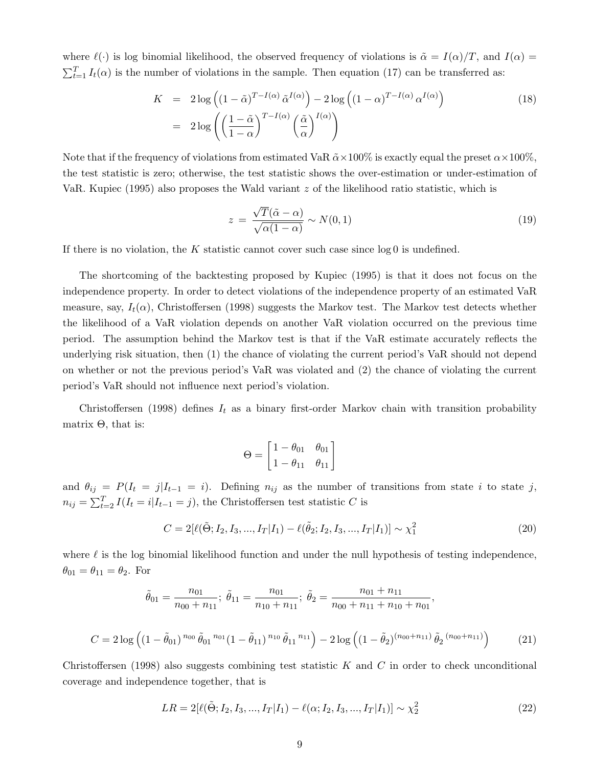where $\ell(\cdot)$ is log binomial likelihood, the observed frequency of violations is $\tilde{\alpha} = I(\alpha)/T$, and $I(\alpha) = \sum_{t=1}^{T} I_t(\alpha)$ is the number of violations in the sample. Then equation (17) can be transferred as:

$$
\begin{aligned}
K &= 2\log\left((1-\tilde{\alpha})^{T-I(\alpha)}\,\tilde{\alpha}^{I(\alpha)}\right) - 2\log\left((1-\alpha)^{T-I(\alpha)}\,\alpha^{I(\alpha)}\right) \\
&= 2\log\left(\left(\frac{1-\tilde{\alpha}}{1-\alpha}\right)^{T-I(\alpha)}\left(\frac{\tilde{\alpha}}{\alpha}\right)^{I(\alpha)}\right)
\end{aligned}
\tag{18}
$$

Note that if the frequency of violations from estimated VaR $\tilde{\alpha}\times 100\%$ is exactly equal the preset $\alpha\times 100\%$, the test statistic is zero; otherwise, the test statistic shows the over-estimation or under-estimation of VaR. Kupiec (1995) also proposes the Wald variant $z$ of the likelihood ratio statistic, which is

$$
z = \frac{\sqrt{T}(\tilde{\alpha}-\alpha)}{\sqrt{\alpha(1-\alpha)}} \sim N(0,1) \tag{19}
$$

If there is no violation, the $K$ statistic cannot cover such case since $\log 0$ is undefined.

The shortcoming of the backtesting proposed by Kupiec (1995) is that it does not focus on the independence property. In order to detect violations of the independence property of an estimated VaR measure, say, $I_t(\alpha)$, Christoffersen (1998) suggests the Markov test. The Markov test detects whether the likelihood of a VaR violation depends on another VaR violation occurred on the previous time period. The assumption behind the Markov test is that if the VaR estimate accurately reflects the underlying risk situation, then (1) the chance of violating the current period's VaR should not depend on whether or not the previous period's VaR was violated and (2) the chance of violating the current period's VaR should not influence next period's violation.

Christoffersen (1998) defines $I_t$ as a binary first-order Markov chain with transition probability matrix $\Theta$, that is:

$$
\Theta = \begin{bmatrix} 1-\theta_{01} & \theta_{01} \\ 1-\theta_{11} & \theta_{11} \end{bmatrix}
$$

and $\theta_{ij} = P(I_t = j | I_{t-1} = i)$. Defining $n_{ij}$ as the number of transitions from state $i$ to state $j$, $n_{ij} = \sum_{t=2}^{T} I(I_t = i | I_{t-1} = j)$, the Christoffersen test statistic $C$ is

$$
C = 2[\ell(\tilde{\Theta}; I_2, I_3, ..., I_T | I_1) - \ell(\tilde{\theta}_2; I_2, I_3, ..., I_T | I_1)] \sim \chi^2_1 \tag{20}
$$

where $\ell$ is the log binomial likelihood function and under the null hypothesis of testing independence, $\theta_{01} = \theta_{11} = \theta_2$. For

$$
\tilde{\theta}_{01} = \frac{n_{01}}{n_{00}+n_{11}};\ \tilde{\theta}_{11} = \frac{n_{01}}{n_{10}+n_{11}};\ \tilde{\theta}_2 = \frac{n_{01}+n_{11}}{n_{00}+n_{11}+n_{10}+n_{01}},
$$

$$
C = 2\log\left((1-\tilde{\theta}_{01})^{n_{00}}\,\tilde{\theta}_{01}{}^{n_{01}}(1-\tilde{\theta}_{11})^{n_{10}}\,\tilde{\theta}_{11}{}^{n_{11}}\right) - 2\log\left((1-\tilde{\theta}_2)^{(n_{00}+n_{11})}\,\tilde{\theta}_2{}^{(n_{00}+n_{11})}\right) \tag{21}
$$

Christoffersen (1998) also suggests combining test statistic $K$ and $C$ in order to check unconditional coverage and independence together, that is

$$
LR = 2[\ell(\tilde{\Theta}; I_2, I_3, ..., I_T | I_1) - \ell(\alpha; I_2, I_3, ..., I_T | I_1)] \sim \chi^2_2 \tag{22}
$$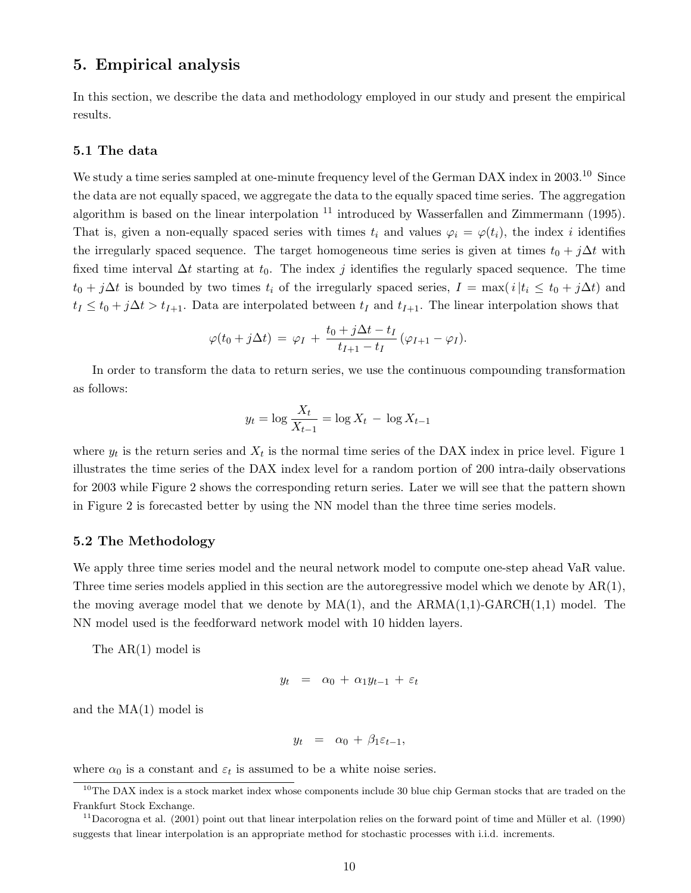## 5. Empirical analysis

In this section, we describe the data and methodology employed in our study and present the empirical results.

### 5.1 The data

We study a time series sampled at one-minute frequency level of the German DAX index in 2003.[10] Since the data are not equally spaced, we aggregate the data to the equally spaced time series. The aggregation algorithm is based on the linear interpolation [11] introduced by Wasserfallen and Zimmermann (1995). That is, given a non-equally spaced series with times $t_i$ and values $\varphi_i = \varphi(t_i)$, the index $i$ identifies the irregularly spaced sequence. The target homogeneous time series is given at times $t_0 + j\Delta t$ with fixed time interval $\Delta t$ starting at $t_0$. The index $j$ identifies the regularly spaced sequence. The time $t_0 + j\Delta t$ is bounded by two times $t_i$ of the irregularly spaced series, $I = \max(\, i \,|t_i \leq t_0 + j\Delta t)$ and $t_I \leq t_0 + j\Delta t > t_{I+1}$. Data are interpolated between $t_I$ and $t_{I+1}$. The linear interpolation shows that

$$\varphi(t_0 + j\Delta t) \;=\; \varphi_I \;+\; \frac{t_0 + j\Delta t - t_I}{t_{I+1} - t_I}\,(\varphi_{I+1} - \varphi_I).$$

In order to transform the data to return series, we use the continuous compounding transformation as follows:

$$y_t = \log \frac{X_t}{X_{t-1}} = \log X_t \;-\; \log X_{t-1}$$

where $y_t$ is the return series and $X_t$ is the normal time series of the DAX index in price level. Figure 1 illustrates the time series of the DAX index level for a random portion of 200 intra-daily observations for 2003 while Figure 2 shows the corresponding return series. Later we will see that the pattern shown in Figure 2 is forecasted better by using the NN model than the three time series models.

### 5.2 The Methodology

We apply three time series model and the neural network model to compute one-step ahead VaR value. Three time series models applied in this section are the autoregressive model which we denote by AR(1), the moving average model that we denote by MA(1), and the ARMA(1,1)-GARCH(1,1) model. The NN model used is the feedforward network model with 10 hidden layers.

The AR(1) model is

$$y_t \;\;=\;\; \alpha_0 \,+\, \alpha_1 y_{t-1} \,+\, \varepsilon_t$$

and the MA(1) model is

$$y_t \;\;=\;\; \alpha_0 \,+\, \beta_1 \varepsilon_{t-1},$$

where $\alpha_0$ is a constant and $\varepsilon_t$ is assumed to be a white noise series.

---

[10] The DAX index is a stock market index whose components include 30 blue chip German stocks that are traded on the Frankfurt Stock Exchange.

[11] Dacorogna et al. (2001) point out that linear interpolation relies on the forward point of time and Müller et al. (1990) suggests that linear interpolation is an appropriate method for stochastic processes with i.i.d. increments.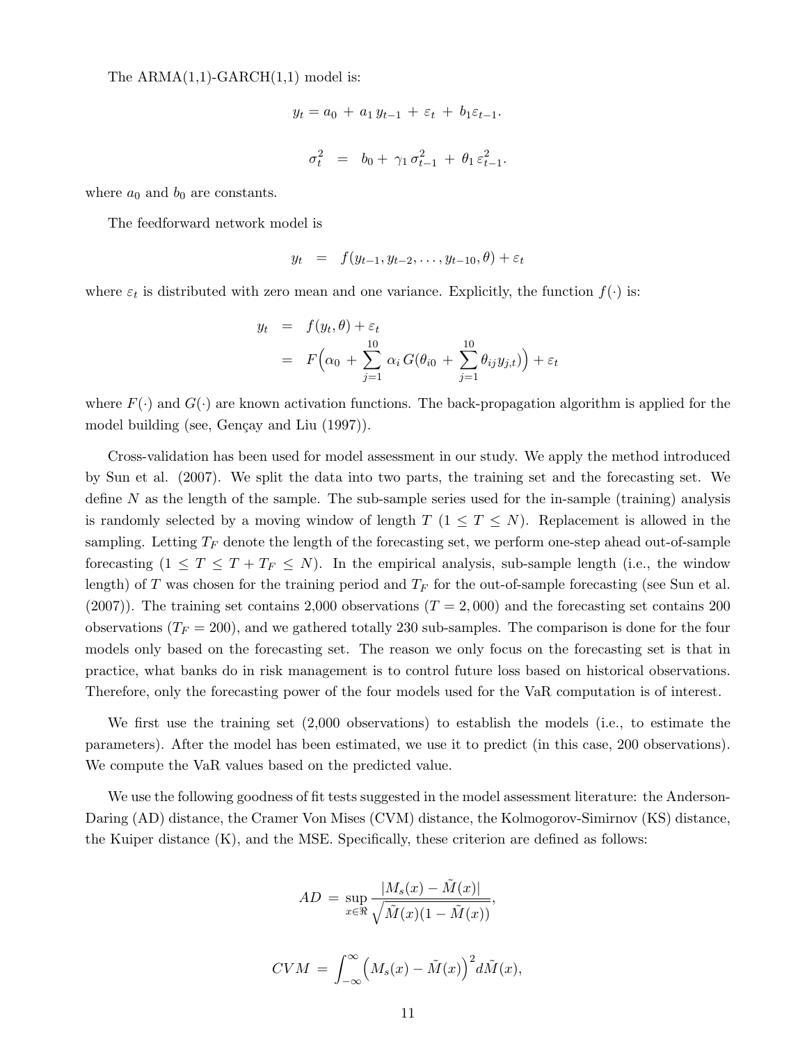The ARMA(1,1)-GARCH(1,1) model is:

$$y_t = a_0 + a_1 y_{t-1} + \varepsilon_t + b_1 \varepsilon_{t-1}.$$

$$\sigma_t^2 = b_0 + \gamma_1 \sigma_{t-1}^2 + \theta_1 \varepsilon_{t-1}^2.$$

where $a_0$ and $b_0$ are constants.

The feedforward network model is

$$y_t = f(y_{t-1}, y_{t-2}, \ldots, y_{t-10}, \theta) + \varepsilon_t$$

where $\varepsilon_t$ is distributed with zero mean and one variance. Explicitly, the function $f(\cdot)$ is:

$$\begin{aligned} y_t &= f(y_t, \theta) + \varepsilon_t \\ &= F\Big(\alpha_0 + \sum_{j=1}^{10} \alpha_i \, G(\theta_{i0} + \sum_{j=1}^{10} \theta_{ij} y_{j,t})\Big) + \varepsilon_t \end{aligned}$$

where $F(\cdot)$ and $G(\cdot)$ are known activation functions. The back-propagation algorithm is applied for the model building (see, Gençay and Liu (1997)).

Cross-validation has been used for model assessment in our study. We apply the method introduced by Sun et al. (2007). We split the data into two parts, the training set and the forecasting set. We define $N$ as the length of the sample. The sub-sample series used for the in-sample (training) analysis is randomly selected by a moving window of length $T$ ($1 \leq T \leq N$). Replacement is allowed in the sampling. Letting $T_F$ denote the length of the forecasting set, we perform one-step ahead out-of-sample forecasting ($1 \leq T \leq T + T_F \leq N$). In the empirical analysis, sub-sample length (i.e., the window length) of $T$ was chosen for the training period and $T_F$ for the out-of-sample forecasting (see Sun et al. (2007)). The training set contains 2,000 observations ($T = 2,000$) and the forecasting set contains 200 observations ($T_F = 200$), and we gathered totally 230 sub-samples. The comparison is done for the four models only based on the forecasting set. The reason we only focus on the forecasting set is that in practice, what banks do in risk management is to control future loss based on historical observations. Therefore, only the forecasting power of the four models used for the VaR computation is of interest.

We first use the training set (2,000 observations) to establish the models (i.e., to estimate the parameters). After the model has been estimated, we use it to predict (in this case, 200 observations). We compute the VaR values based on the predicted value.

We use the following goodness of fit tests suggested in the model assessment literature: the Anderson-Daring (AD) distance, the Cramer Von Mises (CVM) distance, the Kolmogorov-Simirnov (KS) distance, the Kuiper distance (K), and the MSE. Specifically, these criterion are defined as follows:

$$AD = \sup_{x \in \Re} \frac{|M_s(x) - \tilde{M}(x)|}{\sqrt{\tilde{M}(x)(1 - \tilde{M}(x))}},$$

$$CVM = \int_{-\infty}^{\infty} \Big(M_s(x) - \tilde{M}(x)\Big)^2 d\tilde{M}(x),$$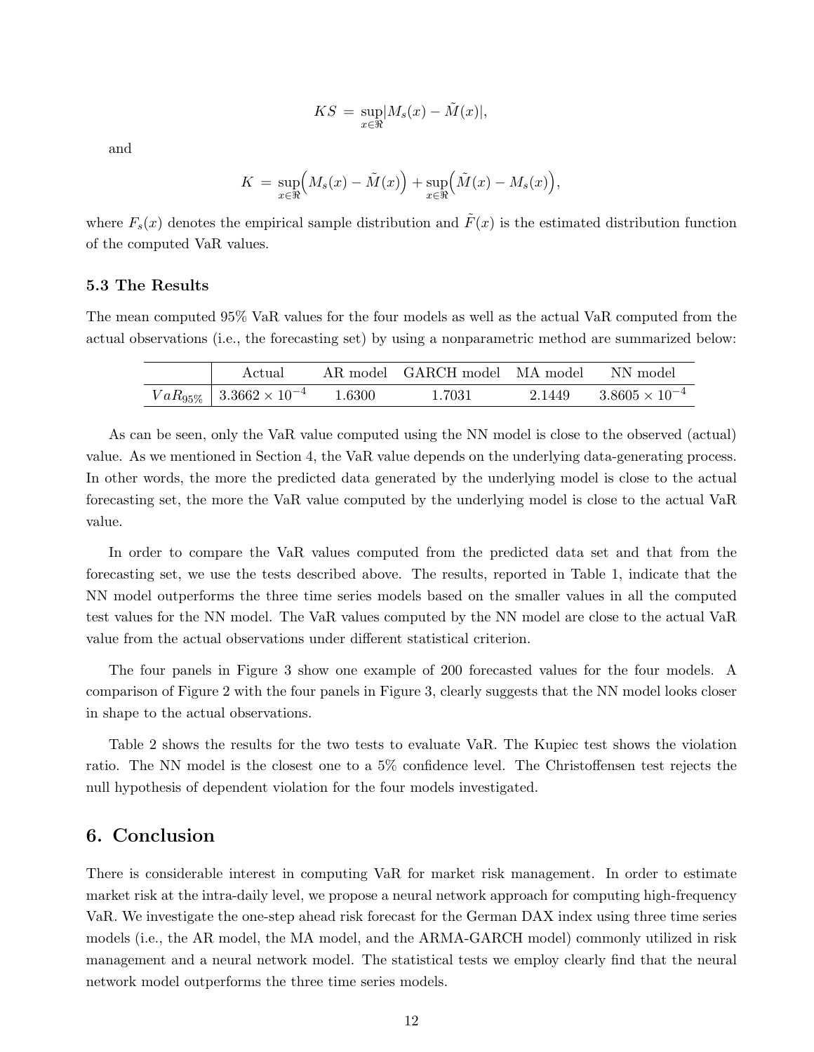$$KS = \sup_{x \in \Re} |M_s(x) - \tilde{M}(x)|,$$

and

$$K = \sup_{x \in \Re} \Big( M_s(x) - \tilde{M}(x) \Big) + \sup_{x \in \Re} \Big( \tilde{M}(x) - M_s(x) \Big),$$

where $F_s(x)$ denotes the empirical sample distribution and $\tilde{F}(x)$ is the estimated distribution function of the computed VaR values.

### 5.3 The Results

The mean computed 95% VaR values for the four models as well as the actual VaR computed from the actual observations (i.e., the forecasting set) by using a nonparametric method are summarized below:

| | Actual | AR model | GARCH model | MA model | NN model |
|---|---|---|---|---|---|
| $VaR_{95\%}$ | $3.3662 \times 10^{-4}$ | 1.6300 | 1.7031 | 2.1449 | $3.8605 \times 10^{-4}$ |

As can be seen, only the VaR value computed using the NN model is close to the observed (actual) value. As we mentioned in Section 4, the VaR value depends on the underlying data-generating process. In other words, the more the predicted data generated by the underlying model is close to the actual forecasting set, the more the VaR value computed by the underlying model is close to the actual VaR value.

In order to compare the VaR values computed from the predicted data set and that from the forecasting set, we use the tests described above. The results, reported in Table 1, indicate that the NN model outperforms the three time series models based on the smaller values in all the computed test values for the NN model. The VaR values computed by the NN model are close to the actual VaR value from the actual observations under different statistical criterion.

The four panels in Figure 3 show one example of 200 forecasted values for the four models. A comparison of Figure 2 with the four panels in Figure 3, clearly suggests that the NN model looks closer in shape to the actual observations.

Table 2 shows the results for the two tests to evaluate VaR. The Kupiec test shows the violation ratio. The NN model is the closest one to a 5% confidence level. The Christoffensen test rejects the null hypothesis of dependent violation for the four models investigated.

## 6. Conclusion

There is considerable interest in computing VaR for market risk management. In order to estimate market risk at the intra-daily level, we propose a neural network approach for computing high-frequency VaR. We investigate the one-step ahead risk forecast for the German DAX index using three time series models (i.e., the AR model, the MA model, and the ARMA-GARCH model) commonly utilized in risk management and a neural network model. The statistical tests we employ clearly find that the neural network model outperforms the three time series models.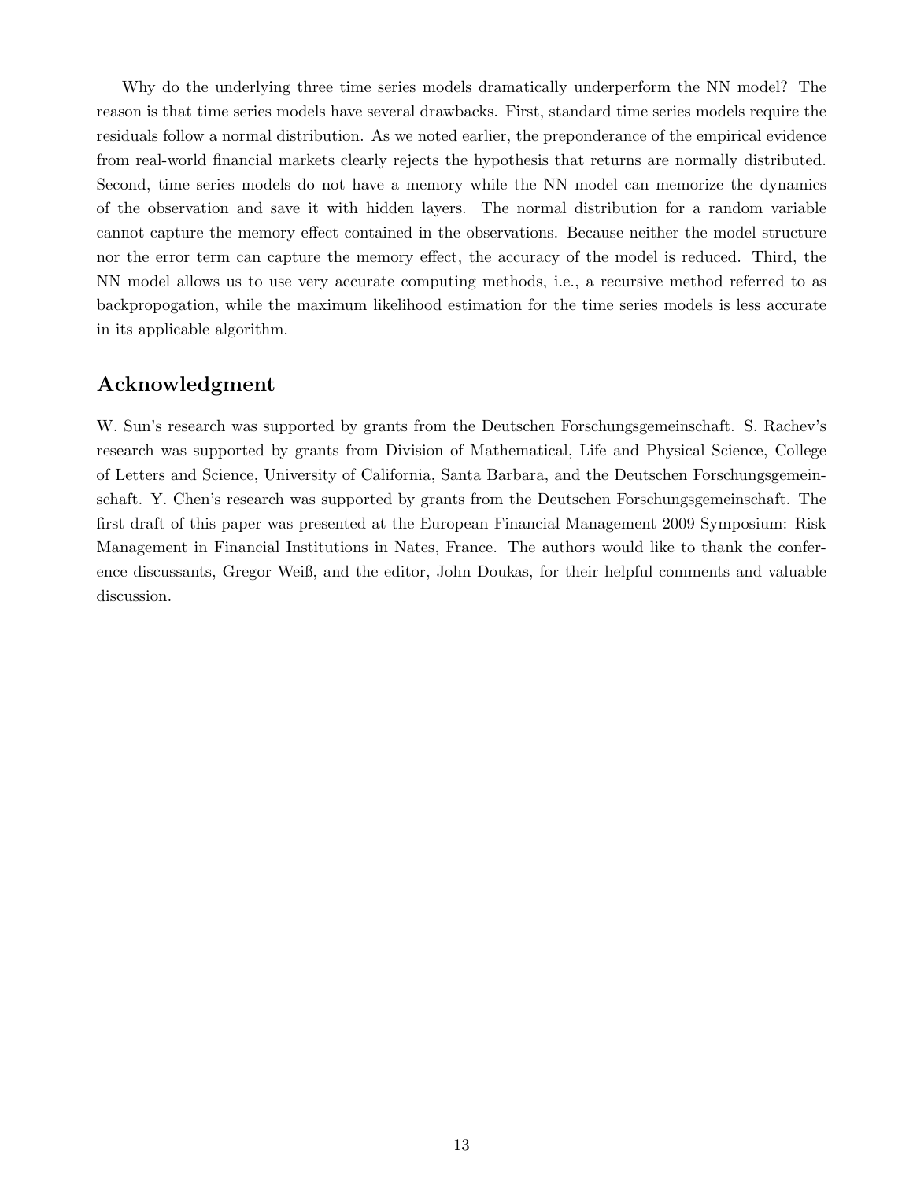Why do the underlying three time series models dramatically underperform the NN model? The reason is that time series models have several drawbacks. First, standard time series models require the residuals follow a normal distribution. As we noted earlier, the preponderance of the empirical evidence from real-world financial markets clearly rejects the hypothesis that returns are normally distributed. Second, time series models do not have a memory while the NN model can memorize the dynamics of the observation and save it with hidden layers. The normal distribution for a random variable cannot capture the memory effect contained in the observations. Because neither the model structure nor the error term can capture the memory effect, the accuracy of the model is reduced. Third, the NN model allows us to use very accurate computing methods, i.e., a recursive method referred to as backpropogation, while the maximum likelihood estimation for the time series models is less accurate in its applicable algorithm.

## Acknowledgment

W. Sun's research was supported by grants from the Deutschen Forschungsgemeinschaft. S. Rachev's research was supported by grants from Division of Mathematical, Life and Physical Science, College of Letters and Science, University of California, Santa Barbara, and the Deutschen Forschungsgemeinschaft. Y. Chen's research was supported by grants from the Deutschen Forschungsgemeinschaft. The first draft of this paper was presented at the European Financial Management 2009 Symposium: Risk Management in Financial Institutions in Nates, France. The authors would like to thank the conference discussants, Gregor Weiß, and the editor, John Doukas, for their helpful comments and valuable discussion.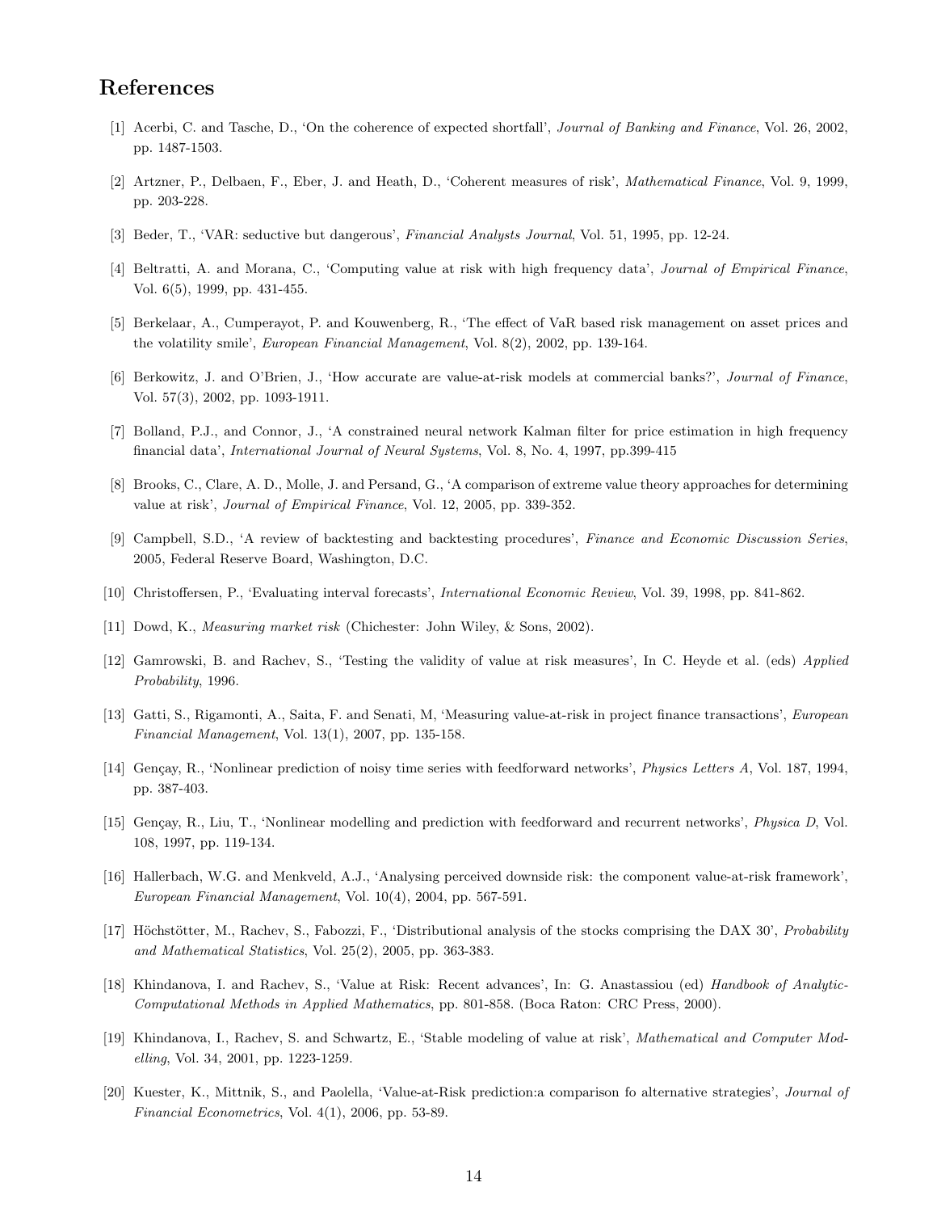# References

[1] Acerbi, C. and Tasche, D., 'On the coherence of expected shortfall', *Journal of Banking and Finance*, Vol. 26, 2002, pp. 1487-1503.

[2] Artzner, P., Delbaen, F., Eber, J. and Heath, D., 'Coherent measures of risk', *Mathematical Finance*, Vol. 9, 1999, pp. 203-228.

[3] Beder, T., 'VAR: seductive but dangerous', *Financial Analysts Journal*, Vol. 51, 1995, pp. 12-24.

[4] Beltratti, A. and Morana, C., 'Computing value at risk with high frequency data', *Journal of Empirical Finance*, Vol. 6(5), 1999, pp. 431-455.

[5] Berkelaar, A., Cumperayot, P. and Kouwenberg, R., 'The effect of VaR based risk management on asset prices and the volatility smile', *European Financial Management*, Vol. 8(2), 2002, pp. 139-164.

[6] Berkowitz, J. and O'Brien, J., 'How accurate are value-at-risk models at commercial banks?', *Journal of Finance*, Vol. 57(3), 2002, pp. 1093-1911.

[7] Bolland, P.J., and Connor, J., 'A constrained neural network Kalman filter for price estimation in high frequency financial data', *International Journal of Neural Systems*, Vol. 8, No. 4, 1997, pp.399-415

[8] Brooks, C., Clare, A. D., Molle, J. and Persand, G., 'A comparison of extreme value theory approaches for determining value at risk', *Journal of Empirical Finance*, Vol. 12, 2005, pp. 339-352.

[9] Campbell, S.D., 'A review of backtesting and backtesting procedures', *Finance and Economic Discussion Series*, 2005, Federal Reserve Board, Washington, D.C.

[10] Christoffersen, P., 'Evaluating interval forecasts', *International Economic Review*, Vol. 39, 1998, pp. 841-862.

[11] Dowd, K., *Measuring market risk* (Chichester: John Wiley, & Sons, 2002).

[12] Gamrowski, B. and Rachev, S., 'Testing the validity of value at risk measures', In C. Heyde et al. (eds) *Applied Probability*, 1996.

[13] Gatti, S., Rigamonti, A., Saita, F. and Senati, M, 'Measuring value-at-risk in project finance transactions', *European Financial Management*, Vol. 13(1), 2007, pp. 135-158.

[14] Gençay, R., 'Nonlinear prediction of noisy time series with feedforward networks', *Physics Letters A*, Vol. 187, 1994, pp. 387-403.

[15] Gençay, R., Liu, T., 'Nonlinear modelling and prediction with feedforward and recurrent networks', *Physica D*, Vol. 108, 1997, pp. 119-134.

[16] Hallerbach, W.G. and Menkveld, A.J., 'Analysing perceived downside risk: the component value-at-risk framework', *European Financial Management*, Vol. 10(4), 2004, pp. 567-591.

[17] Höchstötter, M., Rachev, S., Fabozzi, F., 'Distributional analysis of the stocks comprising the DAX 30', *Probability and Mathematical Statistics*, Vol. 25(2), 2005, pp. 363-383.

[18] Khindanova, I. and Rachev, S., 'Value at Risk: Recent advances', In: G. Anastassiou (ed) *Handbook of Analytic-Computational Methods in Applied Mathematics*, pp. 801-858. (Boca Raton: CRC Press, 2000).

[19] Khindanova, I., Rachev, S. and Schwartz, E., 'Stable modeling of value at risk', *Mathematical and Computer Modelling*, Vol. 34, 2001, pp. 1223-1259.

[20] Kuester, K., Mittnik, S., and Paolella, 'Value-at-Risk prediction:a comparison fo alternative strategies', *Journal of Financial Econometrics*, Vol. 4(1), 2006, pp. 53-89.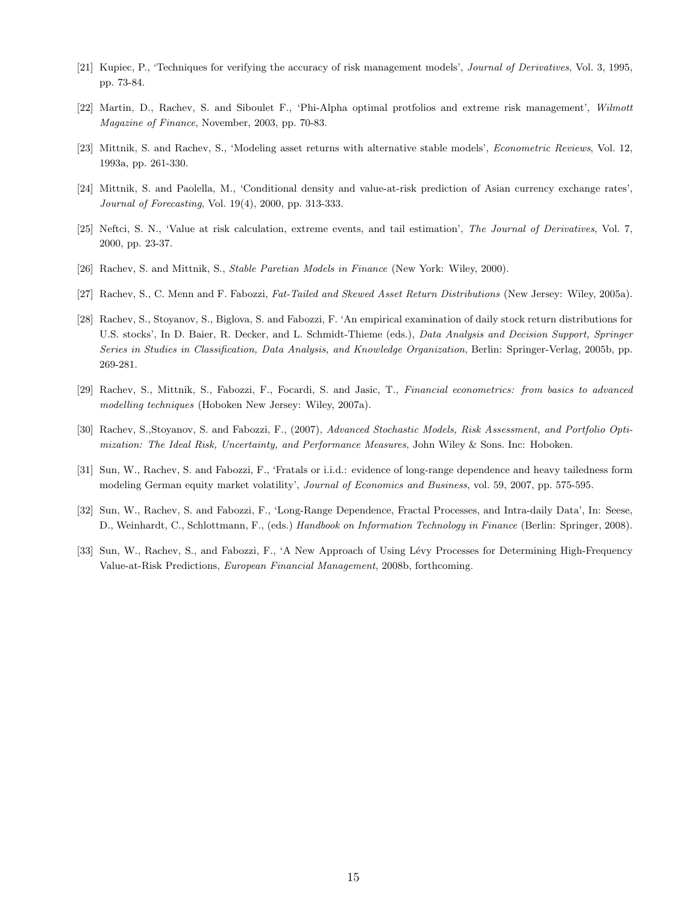[21] Kupiec, P., 'Techniques for verifying the accuracy of risk management models', *Journal of Derivatives*, Vol. 3, 1995, pp. 73-84.

[22] Martin, D., Rachev, S. and Siboulet F., 'Phi-Alpha optimal protfolios and extreme risk management', *Wilmott Magazine of Finance*, November, 2003, pp. 70-83.

[23] Mittnik, S. and Rachev, S., 'Modeling asset returns with alternative stable models', *Econometric Reviews*, Vol. 12, 1993a, pp. 261-330.

[24] Mittnik, S. and Paolella, M., 'Conditional density and value-at-risk prediction of Asian currency exchange rates', *Journal of Forecasting*, Vol. 19(4), 2000, pp. 313-333.

[25] Neftci, S. N., 'Value at risk calculation, extreme events, and tail estimation', *The Journal of Derivatives*, Vol. 7, 2000, pp. 23-37.

[26] Rachev, S. and Mittnik, S., *Stable Paretian Models in Finance* (New York: Wiley, 2000).

[27] Rachev, S., C. Menn and F. Fabozzi, *Fat-Tailed and Skewed Asset Return Distributions* (New Jersey: Wiley, 2005a).

[28] Rachev, S., Stoyanov, S., Biglova, S. and Fabozzi, F. 'An empirical examination of daily stock return distributions for U.S. stocks', In D. Baier, R. Decker, and L. Schmidt-Thieme (eds.), *Data Analysis and Decision Support, Springer Series in Studies in Classification, Data Analysis, and Knowledge Organization*, Berlin: Springer-Verlag, 2005b, pp. 269-281.

[29] Rachev, S., Mittnik, S., Fabozzi, F., Focardi, S. and Jasic, T., *Financial econometrics: from basics to advanced modelling techniques* (Hoboken New Jersey: Wiley, 2007a).

[30] Rachev, S.,Stoyanov, S. and Fabozzi, F., (2007), *Advanced Stochastic Models, Risk Assessment, and Portfolio Optimization: The Ideal Risk, Uncertainty, and Performance Measures*, John Wiley & Sons. Inc: Hoboken.

[31] Sun, W., Rachev, S. and Fabozzi, F., 'Fratals or i.i.d.: evidence of long-range dependence and heavy tailedness form modeling German equity market volatility', *Journal of Economics and Business*, vol. 59, 2007, pp. 575-595.

[32] Sun, W., Rachev, S. and Fabozzi, F., 'Long-Range Dependence, Fractal Processes, and Intra-daily Data', In: Seese, D., Weinhardt, C., Schlottmann, F., (eds.) *Handbook on Information Technology in Finance* (Berlin: Springer, 2008).

[33] Sun, W., Rachev, S., and Fabozzi, F., 'A New Approach of Using Lévy Processes for Determining High-Frequency Value-at-Risk Predictions, *European Financial Management*, 2008b, forthcoming.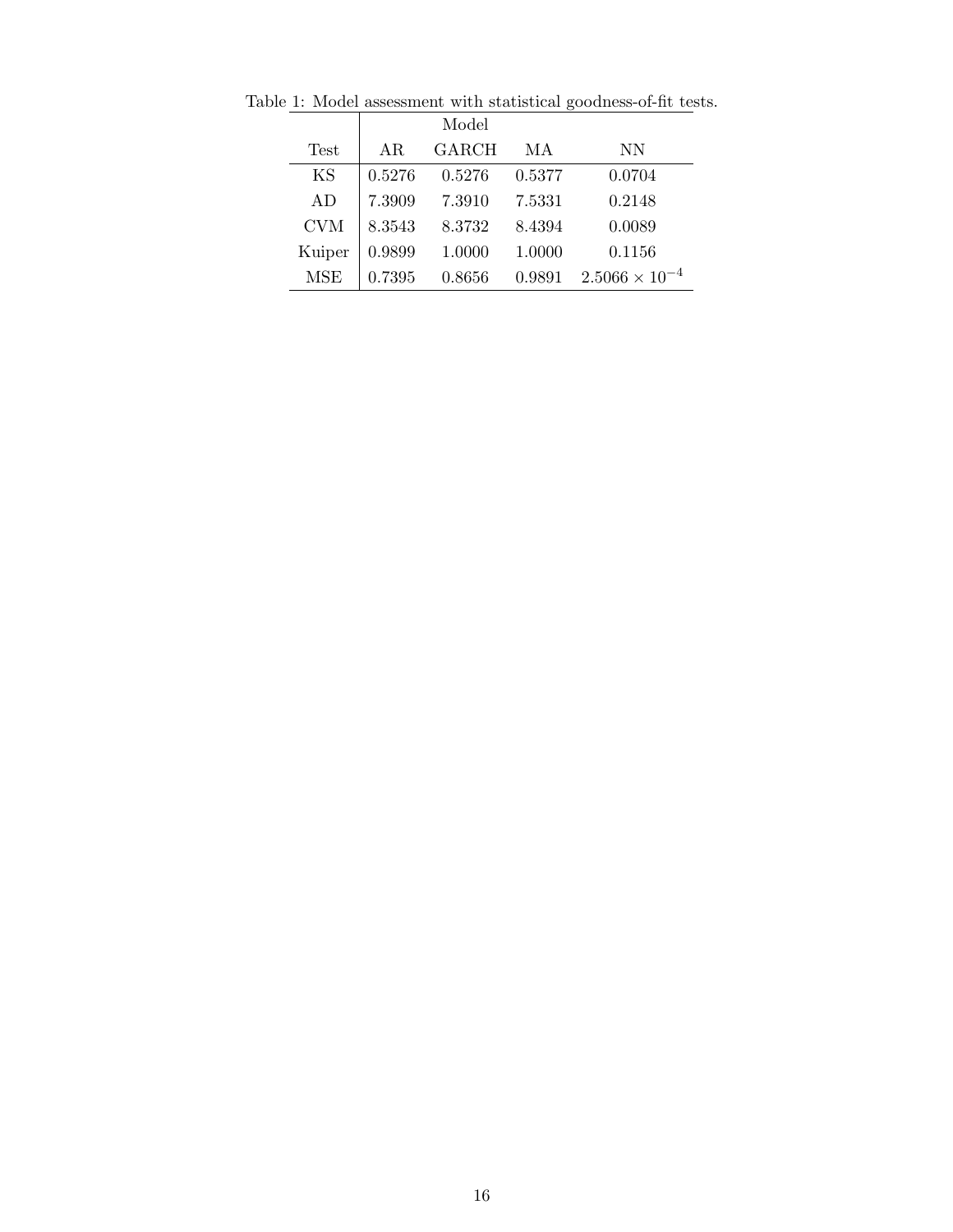Table 1: Model assessment with statistical goodness-of-fit tests.

| | Model | | | |
|---|---|---|---|---|
| Test | AR | GARCH | MA | NN |
| KS | 0.5276 | 0.5276 | 0.5377 | 0.0704 |
| AD | 7.3909 | 7.3910 | 7.5331 | 0.2148 |
| CVM | 8.3543 | 8.3732 | 8.4394 | 0.0089 |
| Kuiper | 0.9899 | 1.0000 | 1.0000 | 0.1156 |
| MSE | 0.7395 | 0.8656 | 0.9891 | $2.5066 \times 10^{-4}$ |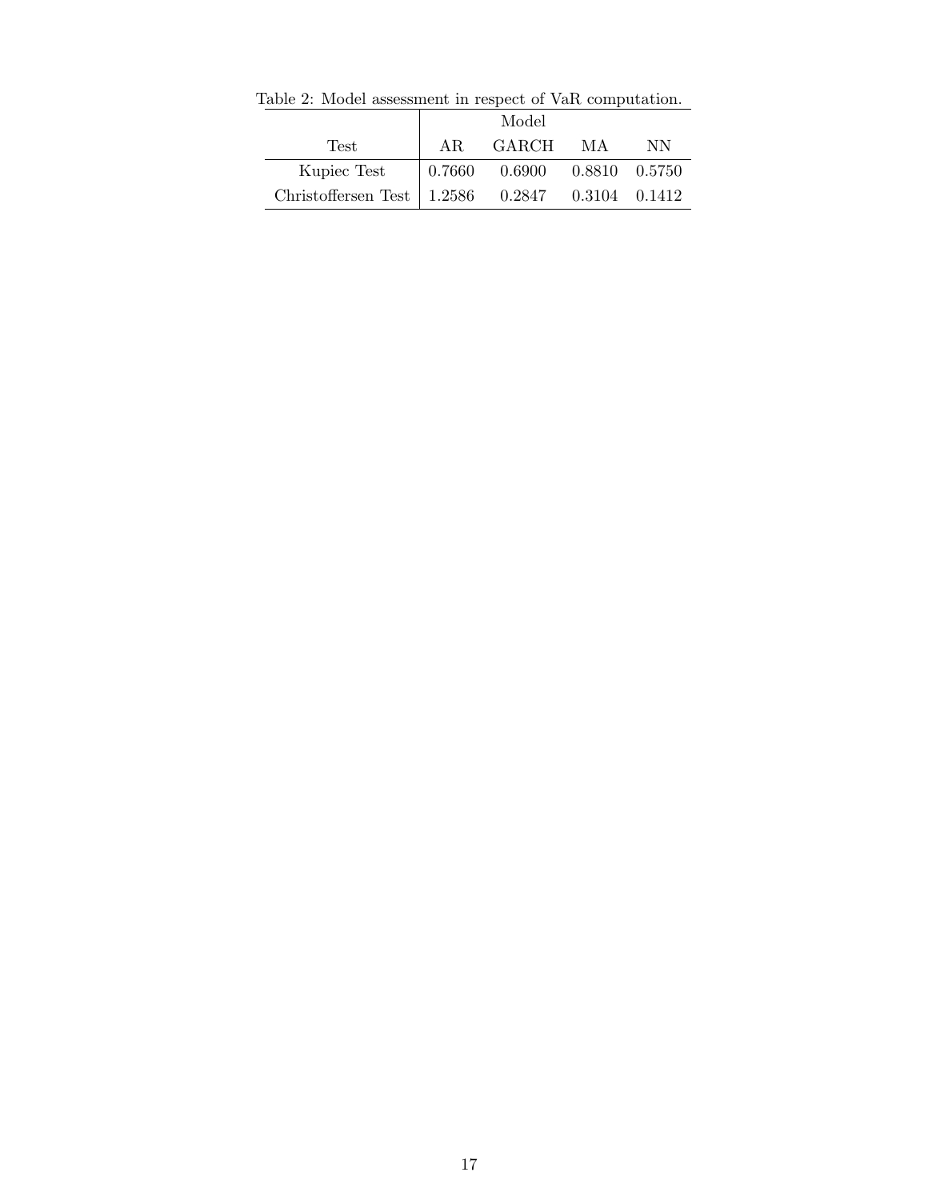Table 2: Model assessment in respect of VaR computation.

| | Model | | | |
|---|---|---|---|---|
| Test | AR | GARCH | MA | NN |
| Kupiec Test | 0.7660 | 0.6900 | 0.8810 | 0.5750 |
| Christoffersen Test | 1.2586 | 0.2847 | 0.3104 | 0.1412 |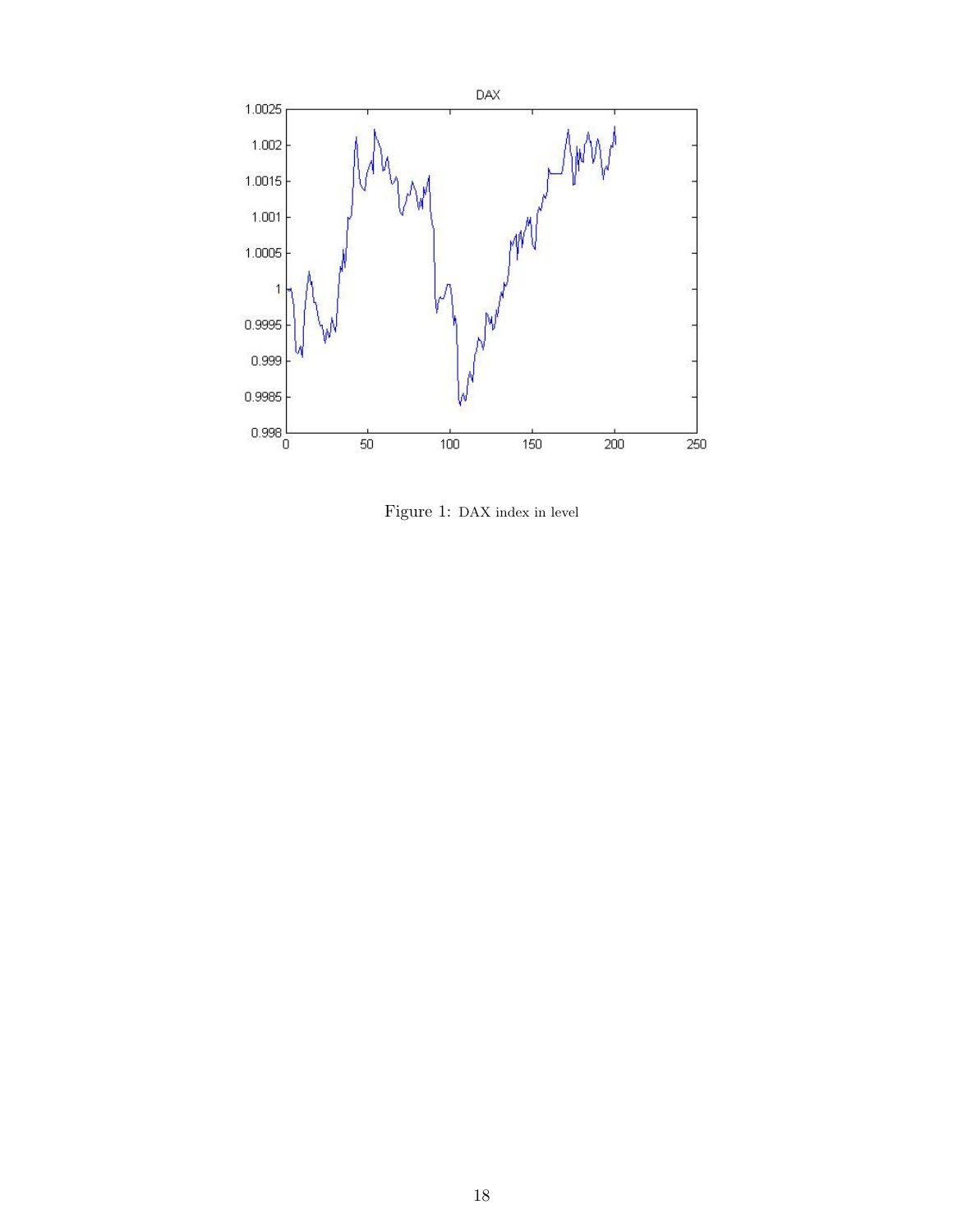Figure 1: DAX index in level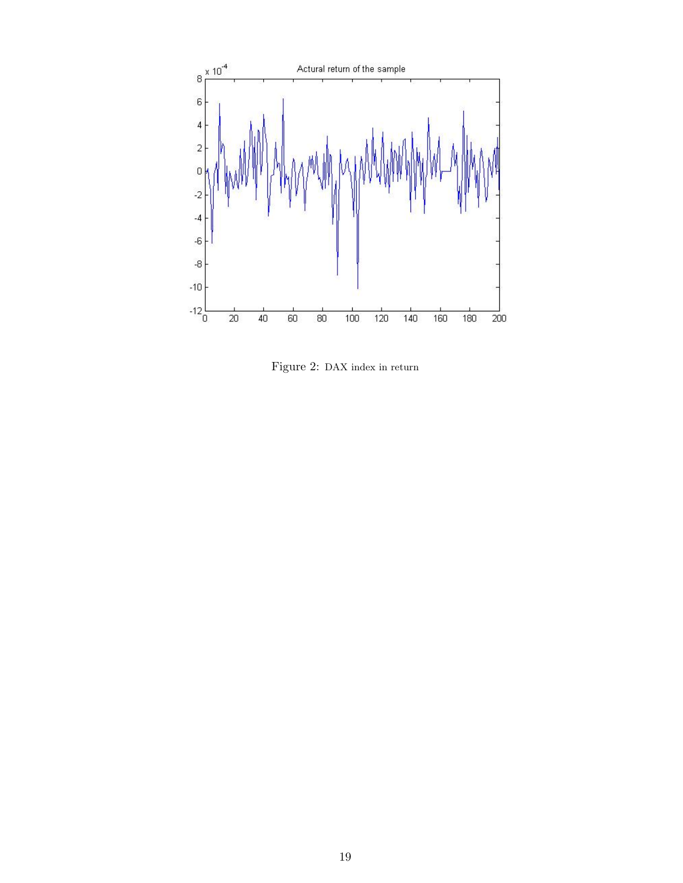Figure 2: DAX index in return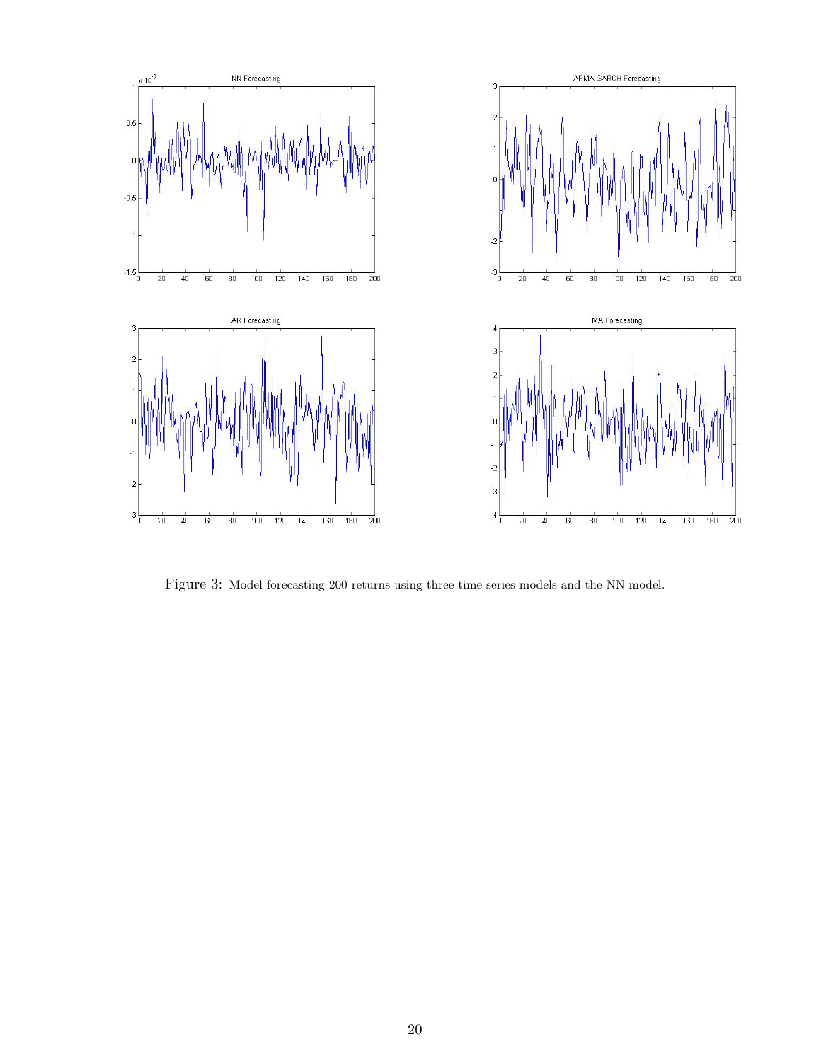NN Forecasting

x 10^-3

1
0.5
0
-0.5
-1
-1.5

0 20 40 60 80 100 120 140 160 180 200

ARMA-GARCH Forecasting

3
2
1
0
-1
-2
-3

0 20 40 60 80 100 120 140 160 180 200

AR Forecasting

3
2
1
0
-1
-2
-3

0 20 40 60 80 100 120 140 160 180 200

MA Forecasting

4
3
2
1
0
-1
-2
-3
-4

0 20 40 60 80 100 120 140 160 180 200

Figure 3: Model forecasting 200 returns using three time series models and the NN model.